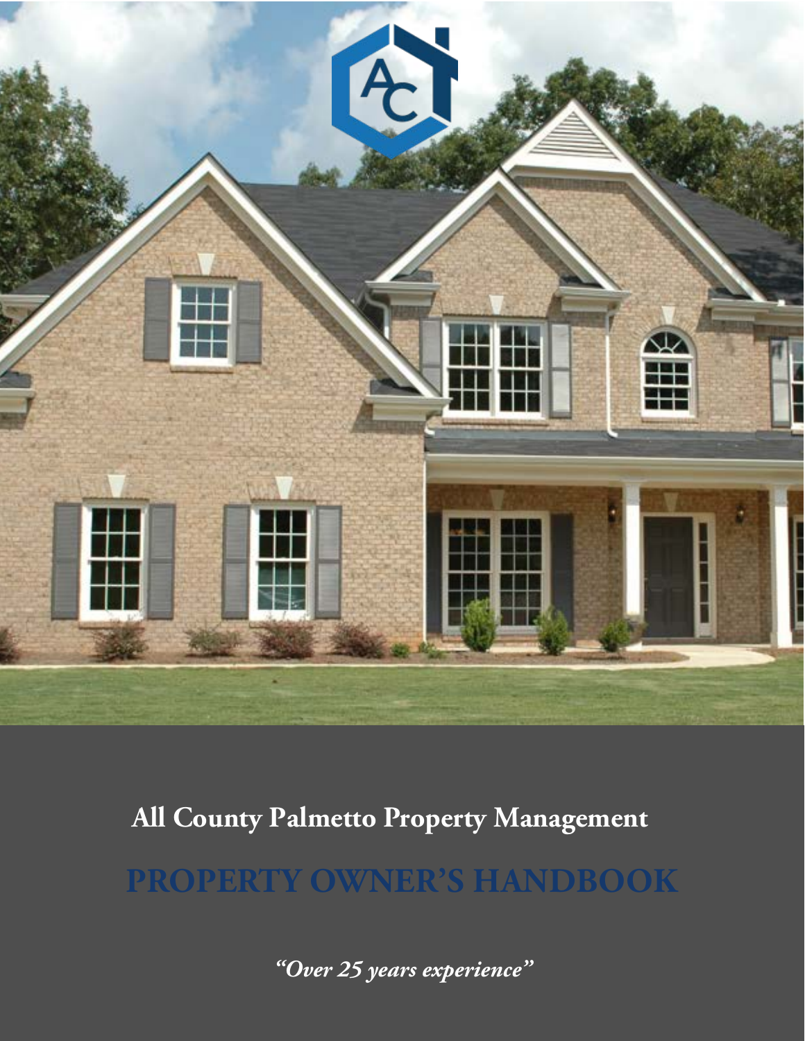**All County Palmetto Property Management**

# PROPERTY OWNER'S HANDBOOK

*"Over 25 years experience"*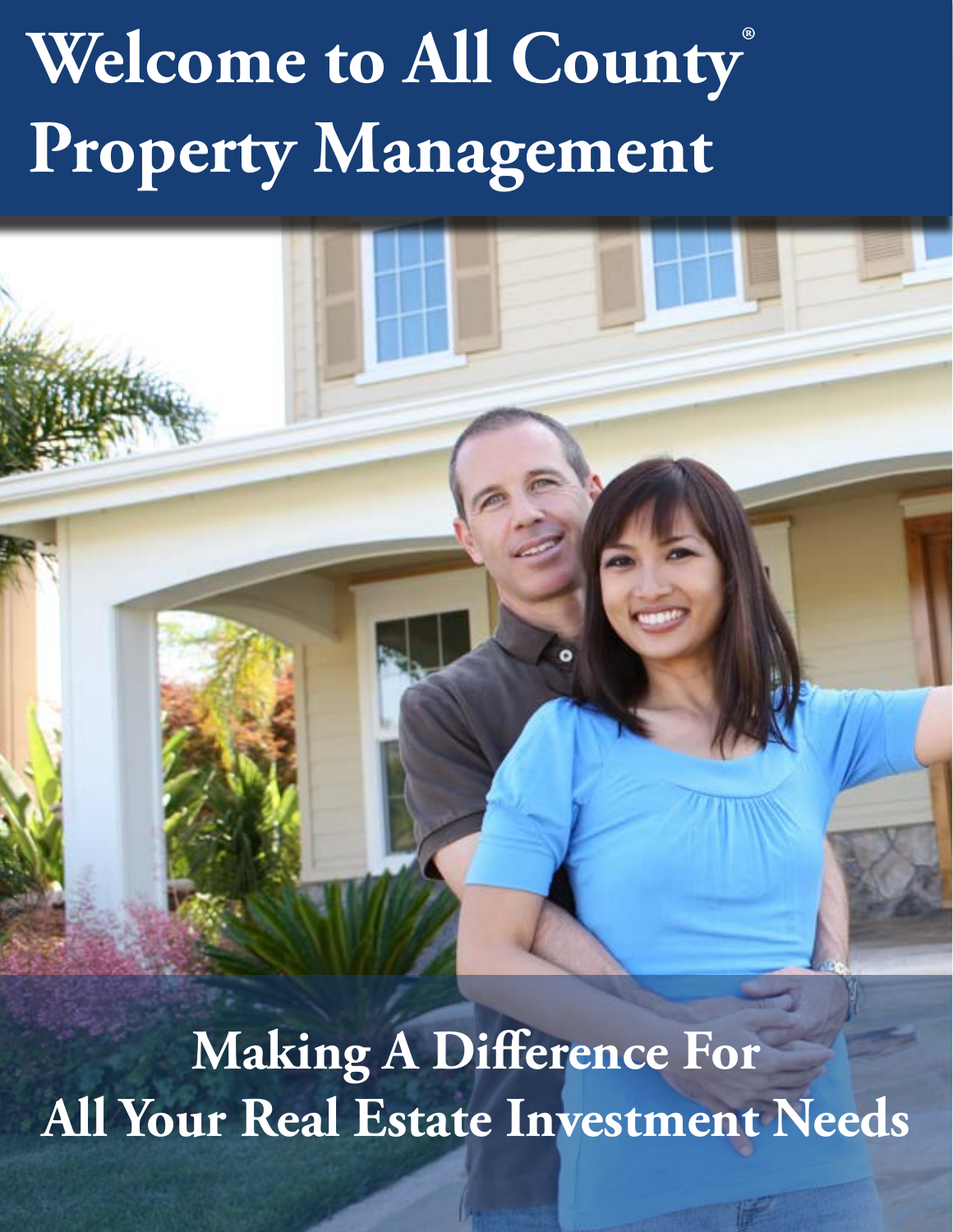# Welcome to All County® Property Management

## Making A Difference For All Your Real Estate Investment Needs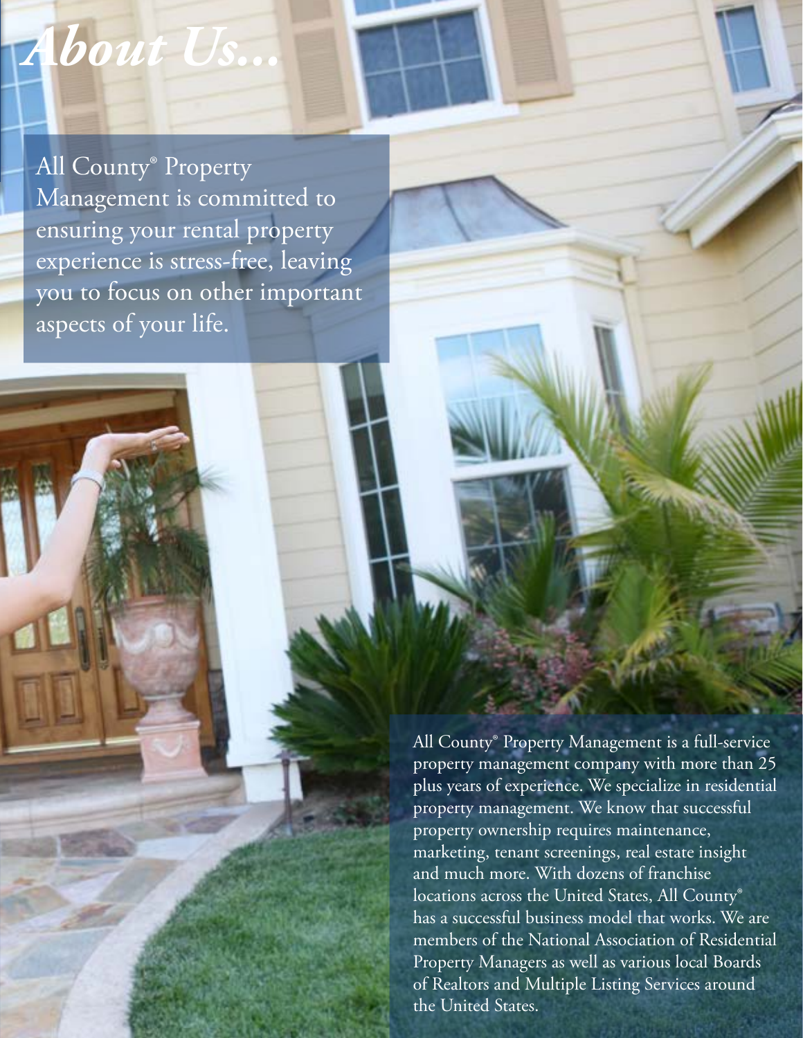# *About Us...*

All County® Property Management is committed to ensuring your rental property experience is stress-free, leaving you to focus on other important aspects of your life.

All County® Property Management is a full-service property management company with more than 25 plus years of experience. We specialize in residential property management. We know that successful property ownership requires maintenance, marketing, tenant screenings, real estate insight and much more. With dozens of franchise locations across the United States, All County® has a successful business model that works. We are members of the National Association of Residential Property Managers as well as various local Boards of Realtors and Multiple Listing Services around the United States.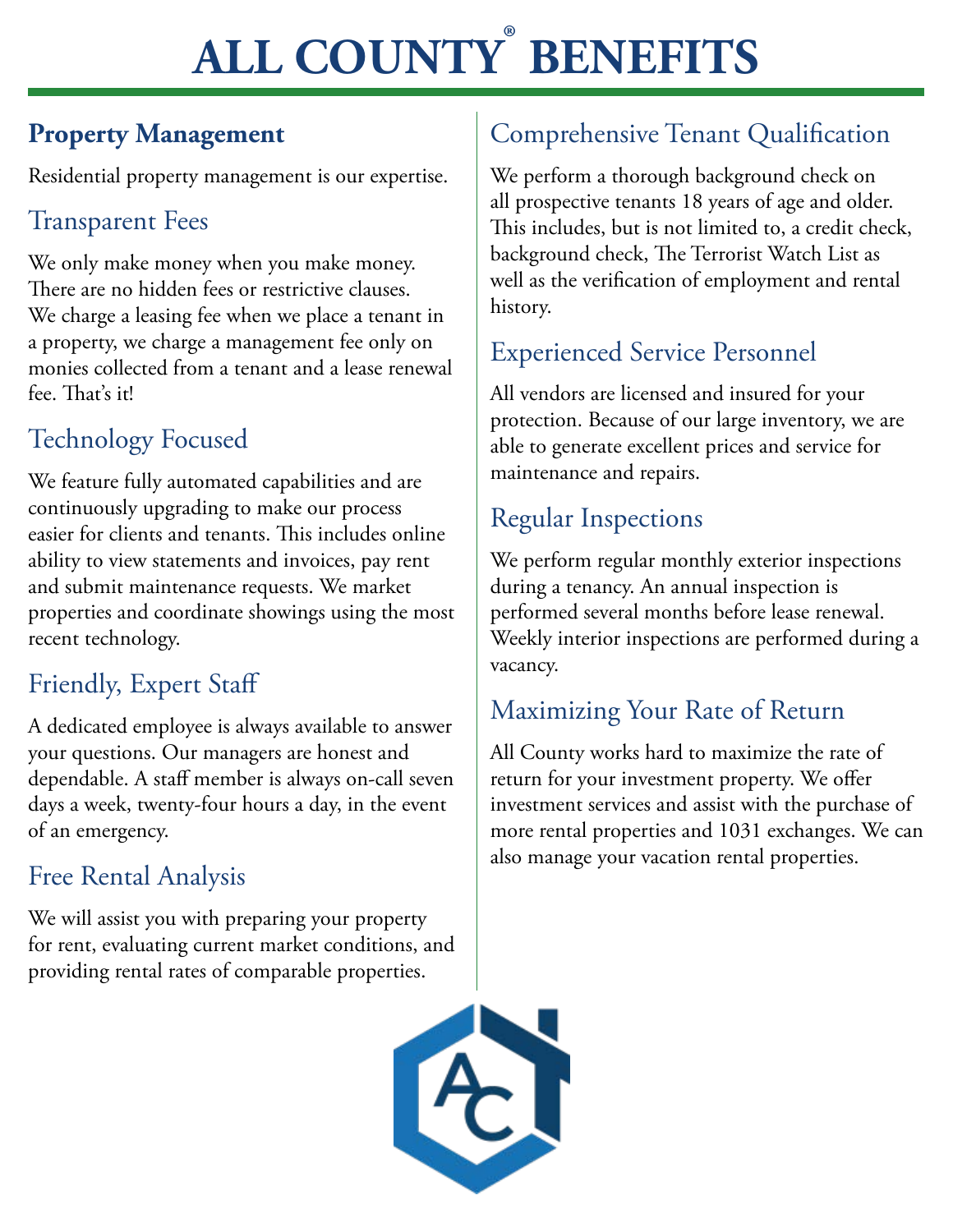# ALL COUNTY® BENEFITS

## Property Management

Residential property management is our expertise.

### Transparent Fees

We only make money when you make money. There are no hidden fees or restrictive clauses. We charge a leasing fee when we place a tenant in a property, we charge a management fee only on monies collected from a tenant and a lease renewal fee. That's it!

### Technology Focused

We feature fully automated capabilities and are continuously upgrading to make our process easier for clients and tenants. This includes online ability to view statements and invoices, pay rent and submit maintenance requests. We market properties and coordinate showings using the most recent technology.

### Friendly, Expert Staff

A dedicated employee is always available to answer your questions. Our managers are honest and dependable. A staff member is always on-call seven days a week, twenty-four hours a day, in the event of an emergency.

### Free Rental Analysis

We will assist you with preparing your property for rent, evaluating current market conditions, and providing rental rates of comparable properties.

### Comprehensive Tenant Qualification

We perform a thorough background check on all prospective tenants 18 years of age and older. This includes, but is not limited to, a credit check, background check, The Terrorist Watch List as well as the verification of employment and rental history.

### Experienced Service Personnel

All vendors are licensed and insured for your protection. Because of our large inventory, we are able to generate excellent prices and service for maintenance and repairs.

### Regular Inspections

We perform regular monthly exterior inspections during a tenancy. An annual inspection is performed several months before lease renewal. Weekly interior inspections are performed during a vacancy.

### Maximizing Your Rate of Return

All County works hard to maximize the rate of return for your investment property. We offer investment services and assist with the purchase of more rental properties and 1031 exchanges. We can also manage your vacation rental properties.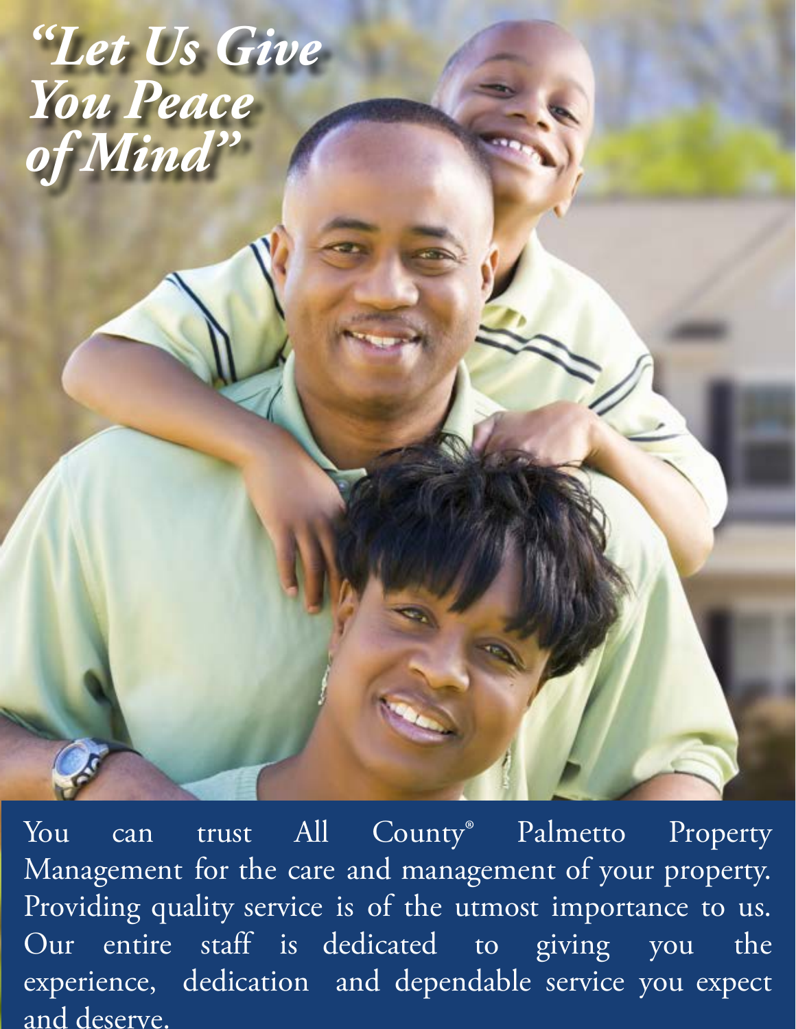# *"Let Us Give You Peace of Mind"*

You can trust All County® Palmetto Property Management for the care and management of your property. Providing quality service is of the utmost importance to us. Our entire staff is dedicated to giving you the experience, dedication and dependable service you expect and deserve.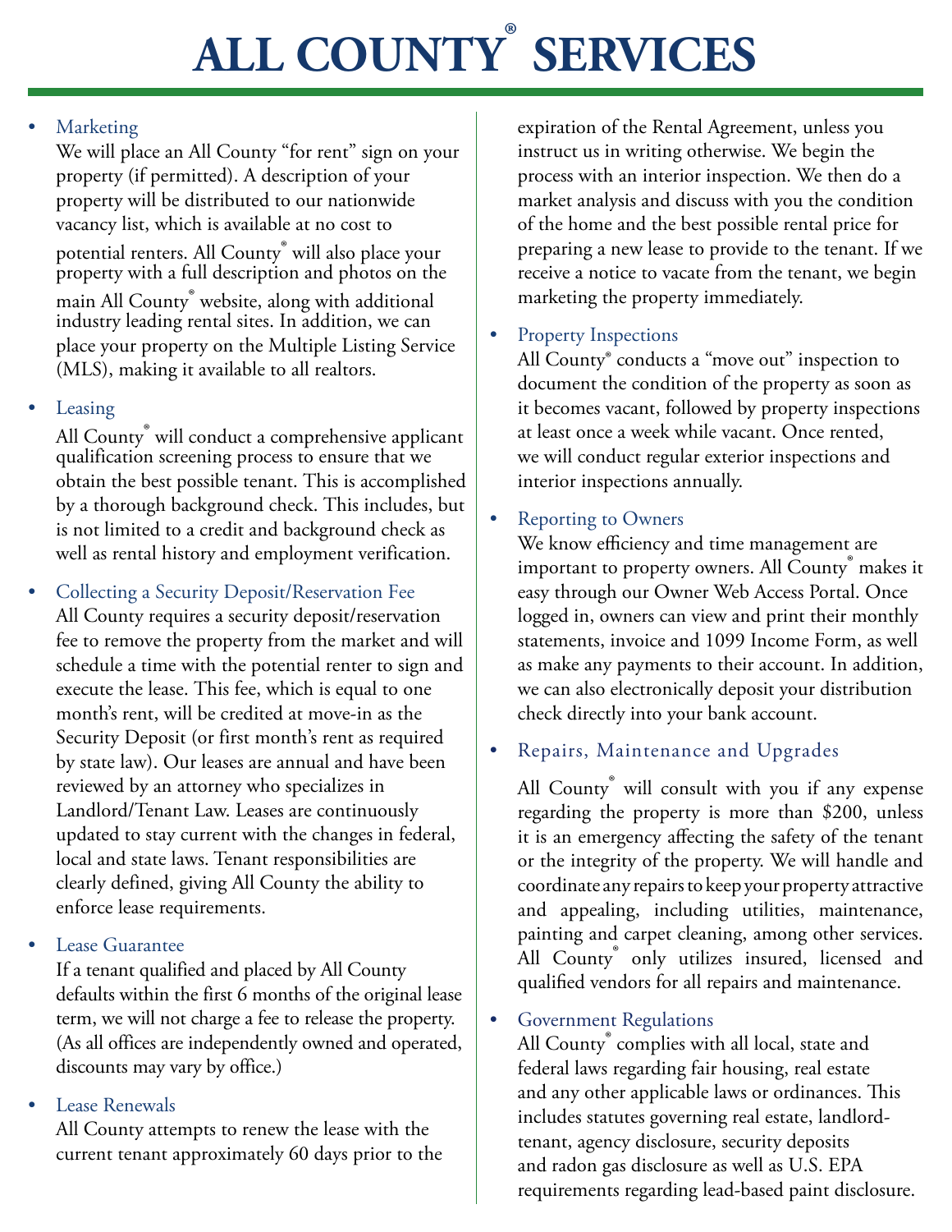# ALL COUNTY® SERVICES

- **Marketing**
  We will place an All County "for rent" sign on your property (if permitted). A description of your property will be distributed to our nationwide vacancy list, which is available at no cost to potential renters. All County® will also place your property with a full description and photos on the main All County® website, along with additional industry leading rental sites. In addition, we can place your property on the Multiple Listing Service (MLS), making it available to all realtors.

- **Leasing**
  All County® will conduct a comprehensive applicant qualification screening process to ensure that we obtain the best possible tenant. This is accomplished by a thorough background check. This includes, but is not limited to a credit and background check as well as rental history and employment verification.

- **Collecting a Security Deposit/Reservation Fee**
  All County requires a security deposit/reservation fee to remove the property from the market and will schedule a time with the potential renter to sign and execute the lease. This fee, which is equal to one month's rent, will be credited at move-in as the Security Deposit (or first month's rent as required by state law). Our leases are annual and have been reviewed by an attorney who specializes in Landlord/Tenant Law. Leases are continuously updated to stay current with the changes in federal, local and state laws. Tenant responsibilities are clearly defined, giving All County the ability to enforce lease requirements.

- **Lease Guarantee**
  If a tenant qualified and placed by All County defaults within the first 6 months of the original lease term, we will not charge a fee to release the property. (As all offices are independently owned and operated, discounts may vary by office.)

- **Lease Renewals**
  All County attempts to renew the lease with the current tenant approximately 60 days prior to the expiration of the Rental Agreement, unless you instruct us in writing otherwise. We begin the process with an interior inspection. We then do a market analysis and discuss with you the condition of the home and the best possible rental price for preparing a new lease to provide to the tenant. If we receive a notice to vacate from the tenant, we begin marketing the property immediately.

- **Property Inspections**
  All County® conducts a "move out" inspection to document the condition of the property as soon as it becomes vacant, followed by property inspections at least once a week while vacant. Once rented, we will conduct regular exterior inspections and interior inspections annually.

- **Reporting to Owners**
  We know efficiency and time management are important to property owners. All County® makes it easy through our Owner Web Access Portal. Once logged in, owners can view and print their monthly statements, invoice and 1099 Income Form, as well as make any payments to their account. In addition, we can also electronically deposit your distribution check directly into your bank account.

- **Repairs, Maintenance and Upgrades**
  All County® will consult with you if any expense regarding the property is more than $200, unless it is an emergency affecting the safety of the tenant or the integrity of the property. We will handle and coordinate any repairs to keep your property attractive and appealing, including utilities, maintenance, painting and carpet cleaning, among other services. All County® only utilizes insured, licensed and qualified vendors for all repairs and maintenance.

- **Government Regulations**
  All County® complies with all local, state and federal laws regarding fair housing, real estate and any other applicable laws or ordinances. This includes statutes governing real estate, landlord-tenant, agency disclosure, security deposits and radon gas disclosure as well as U.S. EPA requirements regarding lead-based paint disclosure.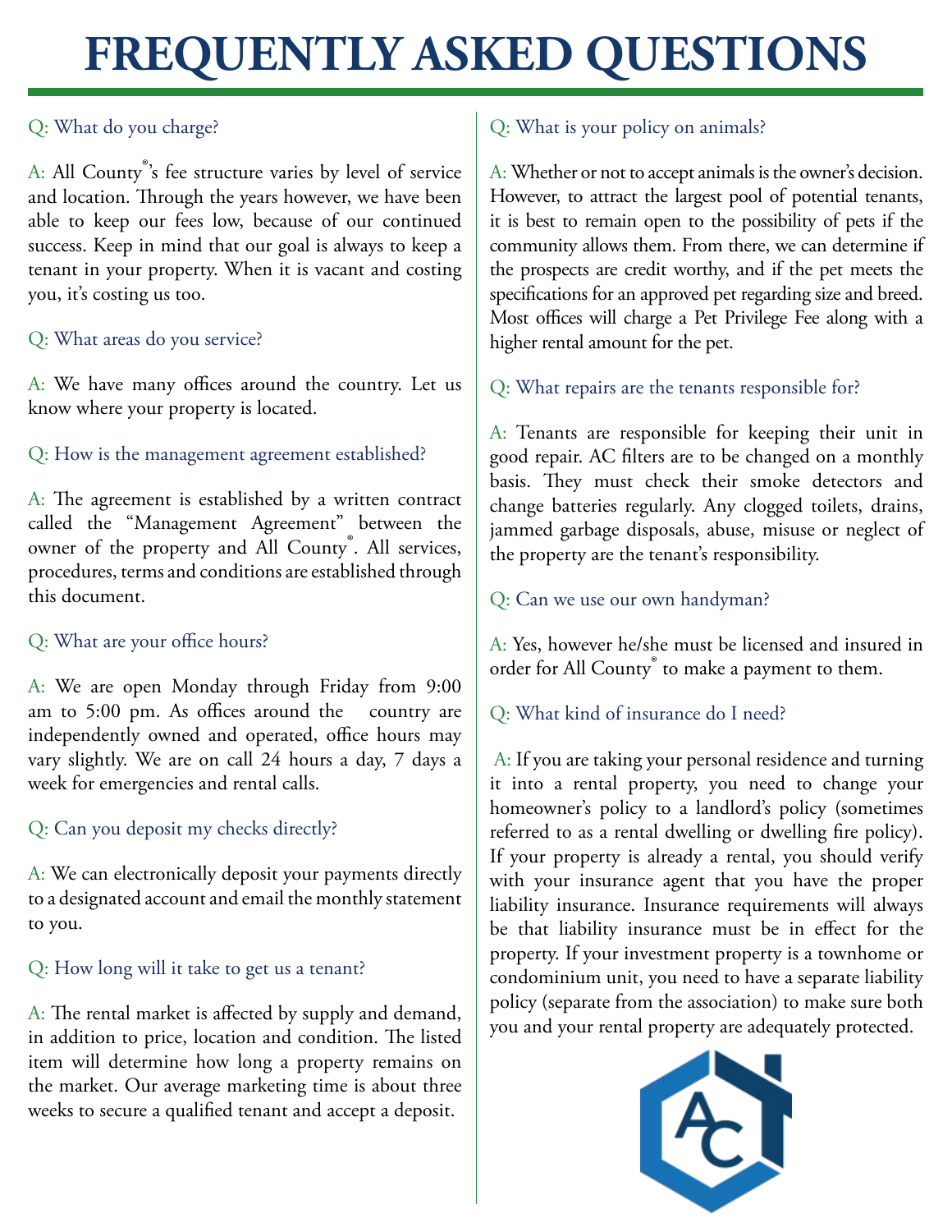# FREQUENTLY ASKED QUESTIONS

Q: What do you charge?

A: All County®'s fee structure varies by level of service and location. Through the years however, we have been able to keep our fees low, because of our continued success. Keep in mind that our goal is always to keep a tenant in your property. When it is vacant and costing you, it's costing us too.

Q: What areas do you service?

A: We have many offices around the country. Let us know where your property is located.

Q: How is the management agreement established?

A: The agreement is established by a written contract called the "Management Agreement" between the owner of the property and All County®. All services, procedures, terms and conditions are established through this document.

Q: What are your office hours?

A: We are open Monday through Friday from 9:00 am to 5:00 pm. As offices around the country are independently owned and operated, office hours may vary slightly. We are on call 24 hours a day, 7 days a week for emergencies and rental calls.

Q: Can you deposit my checks directly?

A: We can electronically deposit your payments directly to a designated account and email the monthly statement to you.

Q: How long will it take to get us a tenant?

A: The rental market is affected by supply and demand, in addition to price, location and condition. The listed item will determine how long a property remains on the market. Our average marketing time is about three weeks to secure a qualified tenant and accept a deposit.

Q: What is your policy on animals?

A: Whether or not to accept animals is the owner's decision. However, to attract the largest pool of potential tenants, it is best to remain open to the possibility of pets if the community allows them. From there, we can determine if the prospects are credit worthy, and if the pet meets the specifications for an approved pet regarding size and breed. Most offices will charge a Pet Privilege Fee along with a higher rental amount for the pet.

Q: What repairs are the tenants responsible for?

A: Tenants are responsible for keeping their unit in good repair. AC filters are to be changed on a monthly basis. They must check their smoke detectors and change batteries regularly. Any clogged toilets, drains, jammed garbage disposals, abuse, misuse or neglect of the property are the tenant's responsibility.

Q: Can we use our own handyman?

A: Yes, however he/she must be licensed and insured in order for All County® to make a payment to them.

Q: What kind of insurance do I need?

A: If you are taking your personal residence and turning it into a rental property, you need to change your homeowner's policy to a landlord's policy (sometimes referred to as a rental dwelling or dwelling fire policy). If your property is already a rental, you should verify with your insurance agent that you have the proper liability insurance. Insurance requirements will always be that liability insurance must be in effect for the property. If your investment property is a townhome or condominium unit, you need to have a separate liability policy (separate from the association) to make sure both you and your rental property are adequately protected.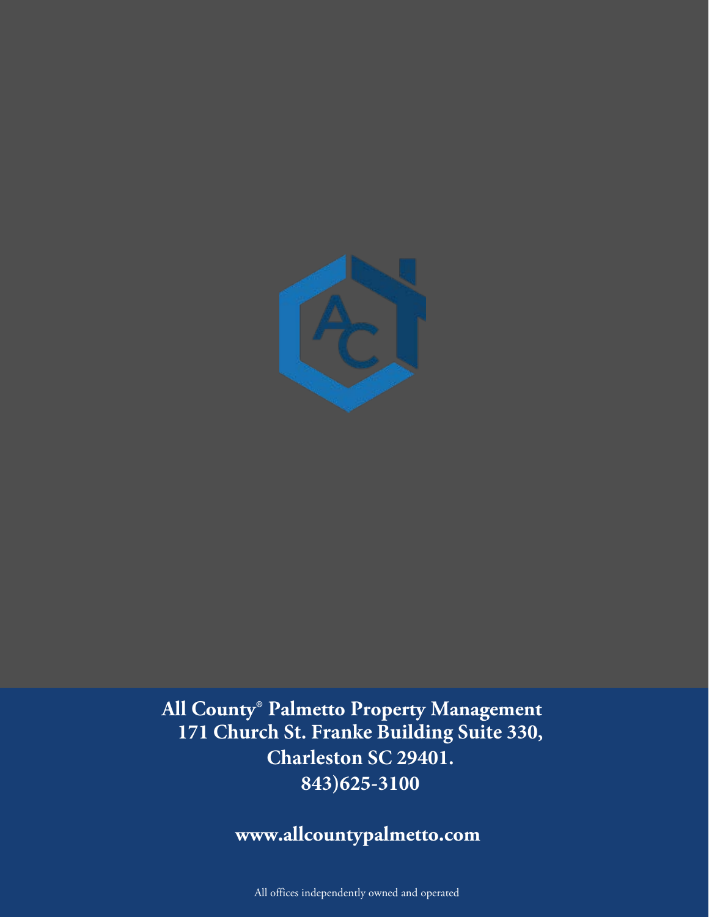**All County® Palmetto Property Management**
**171 Church St. Franke Building Suite 330,**
**Charleston SC 29401.**
**843)625-3100**

**www.allcountypalmetto.com**

All offices independently owned and operated